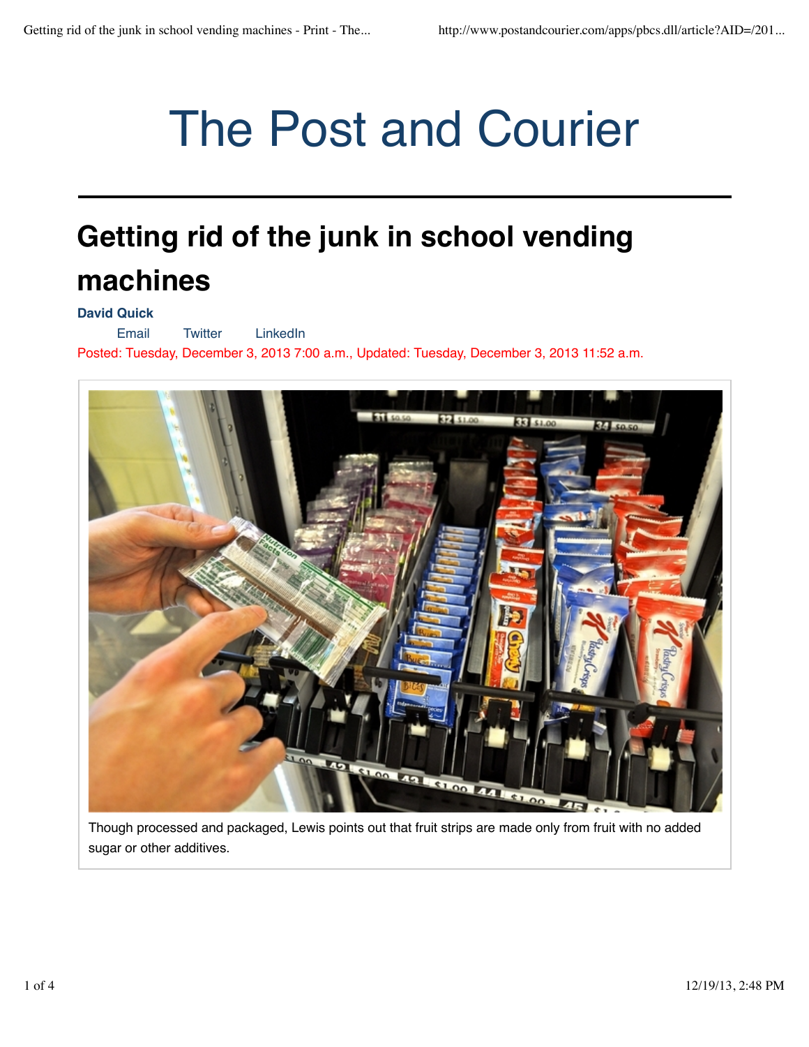# The Post and Courier

## Getting rid of the junk in school vending machines

**David Quick**

Email Twitter LinkedIn

Posted: Tuesday, December 3, 2013 7:00 a.m., Updated: Tuesday, December 3, 2013 11:52 a.m.

Though processed and packaged, Lewis points out that fruit strips are made only from fruit with no added sugar or other additives.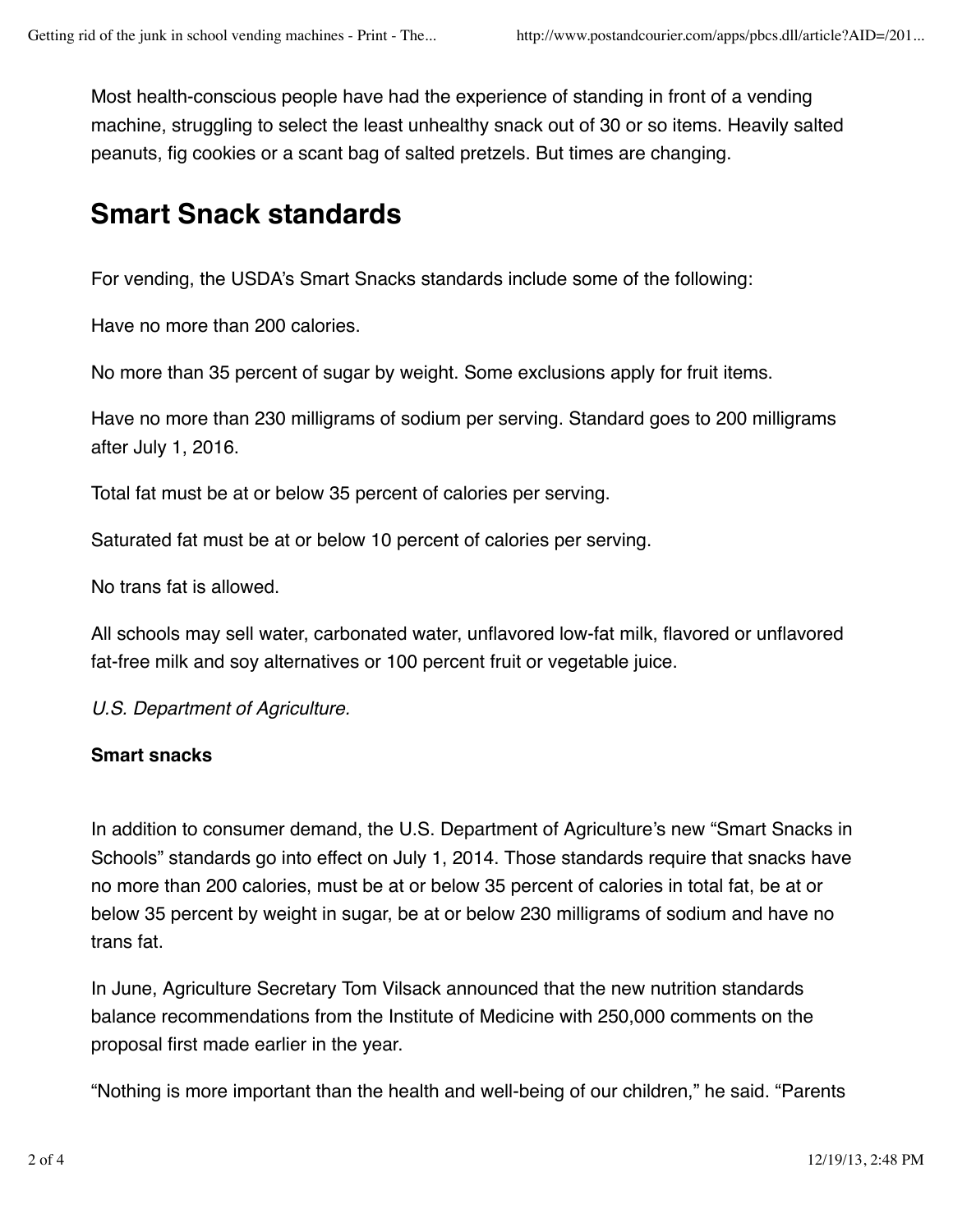Most health-conscious people have had the experience of standing in front of a vending machine, struggling to select the least unhealthy snack out of 30 or so items. Heavily salted peanuts, fig cookies or a scant bag of salted pretzels. But times are changing.

## Smart Snack standards

For vending, the USDA's Smart Snacks standards include some of the following:

Have no more than 200 calories.

No more than 35 percent of sugar by weight. Some exclusions apply for fruit items.

Have no more than 230 milligrams of sodium per serving. Standard goes to 200 milligrams after July 1, 2016.

Total fat must be at or below 35 percent of calories per serving.

Saturated fat must be at or below 10 percent of calories per serving.

No trans fat is allowed.

All schools may sell water, carbonated water, unflavored low-fat milk, flavored or unflavored fat-free milk and soy alternatives or 100 percent fruit or vegetable juice.

*U.S. Department of Agriculture.*

**Smart snacks**

In addition to consumer demand, the U.S. Department of Agriculture's new "Smart Snacks in Schools" standards go into effect on July 1, 2014. Those standards require that snacks have no more than 200 calories, must be at or below 35 percent of calories in total fat, be at or below 35 percent by weight in sugar, be at or below 230 milligrams of sodium and have no trans fat.

In June, Agriculture Secretary Tom Vilsack announced that the new nutrition standards balance recommendations from the Institute of Medicine with 250,000 comments on the proposal first made earlier in the year.

"Nothing is more important than the health and well-being of our children," he said. "Parents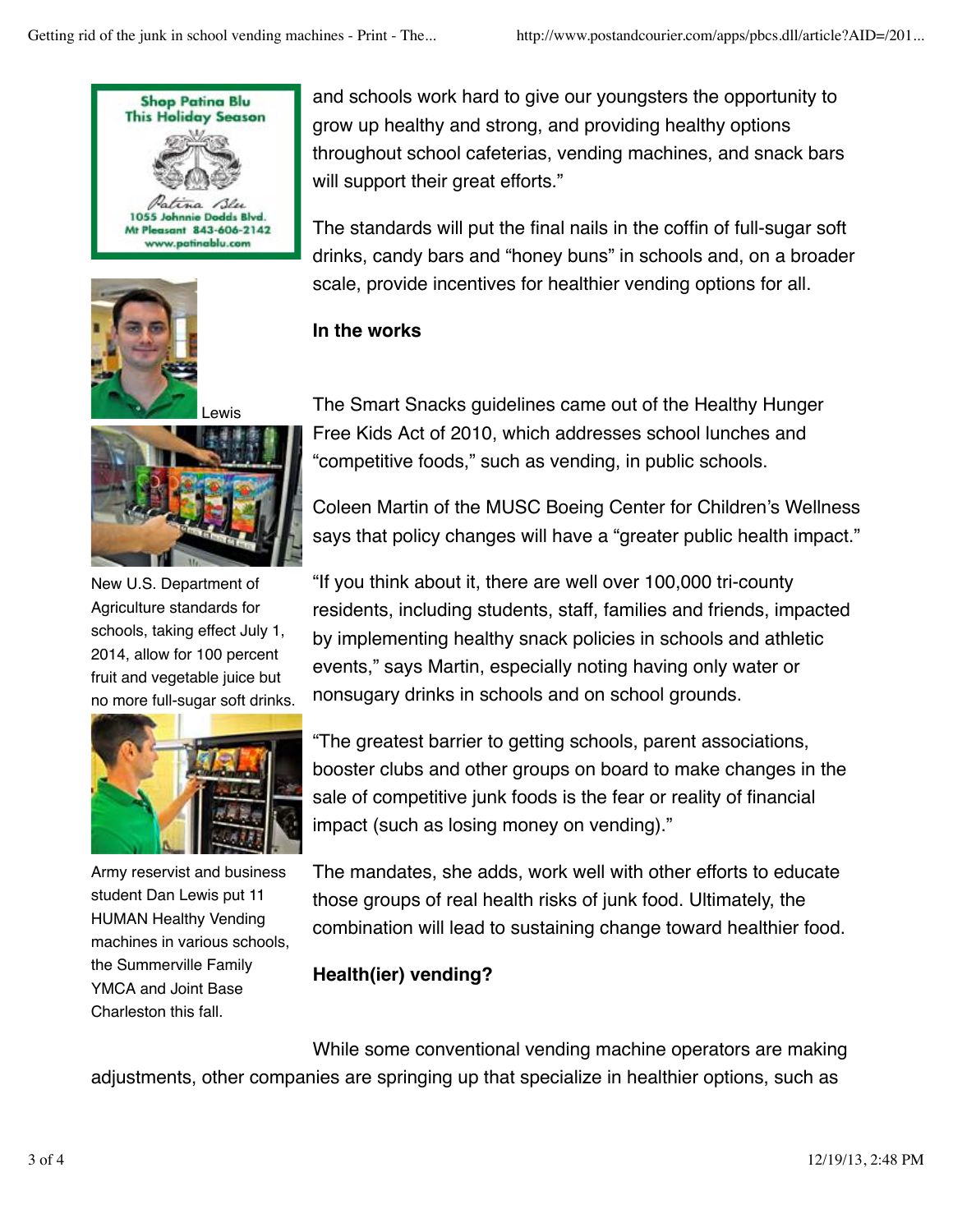and schools work hard to give our youngsters the opportunity to grow up healthy and strong, and providing healthy options throughout school cafeterias, vending machines, and snack bars will support their great efforts."

The standards will put the final nails in the coffin of full-sugar soft drinks, candy bars and "honey buns" in schools and, on a broader scale, provide incentives for healthier vending options for all.

Shop Patina Blu This Holiday Season
Patina Blu
1055 Johnnie Dodds Blvd.
Mt Pleasant 843-606-2142
www.patinablu.com

Lewis

New U.S. Department of Agriculture standards for schools, taking effect July 1, 2014, allow for 100 percent fruit and vegetable juice but no more full-sugar soft drinks.

Army reservist and business student Dan Lewis put 11 HUMAN Healthy Vending machines in various schools, the Summerville Family YMCA and Joint Base Charleston this fall.

**In the works**

The Smart Snacks guidelines came out of the Healthy Hunger Free Kids Act of 2010, which addresses school lunches and "competitive foods," such as vending, in public schools.

Coleen Martin of the MUSC Boeing Center for Children's Wellness says that policy changes will have a "greater public health impact."

"If you think about it, there are well over 100,000 tri-county residents, including students, staff, families and friends, impacted by implementing healthy snack policies in schools and athletic events," says Martin, especially noting having only water or nonsugary drinks in schools and on school grounds.

"The greatest barrier to getting schools, parent associations, booster clubs and other groups on board to make changes in the sale of competitive junk foods is the fear or reality of financial impact (such as losing money on vending)."

The mandates, she adds, work well with other efforts to educate those groups of real health risks of junk food. Ultimately, the combination will lead to sustaining change toward healthier food.

**Health(ier) vending?**

While some conventional vending machine operators are making adjustments, other companies are springing up that specialize in healthier options, such as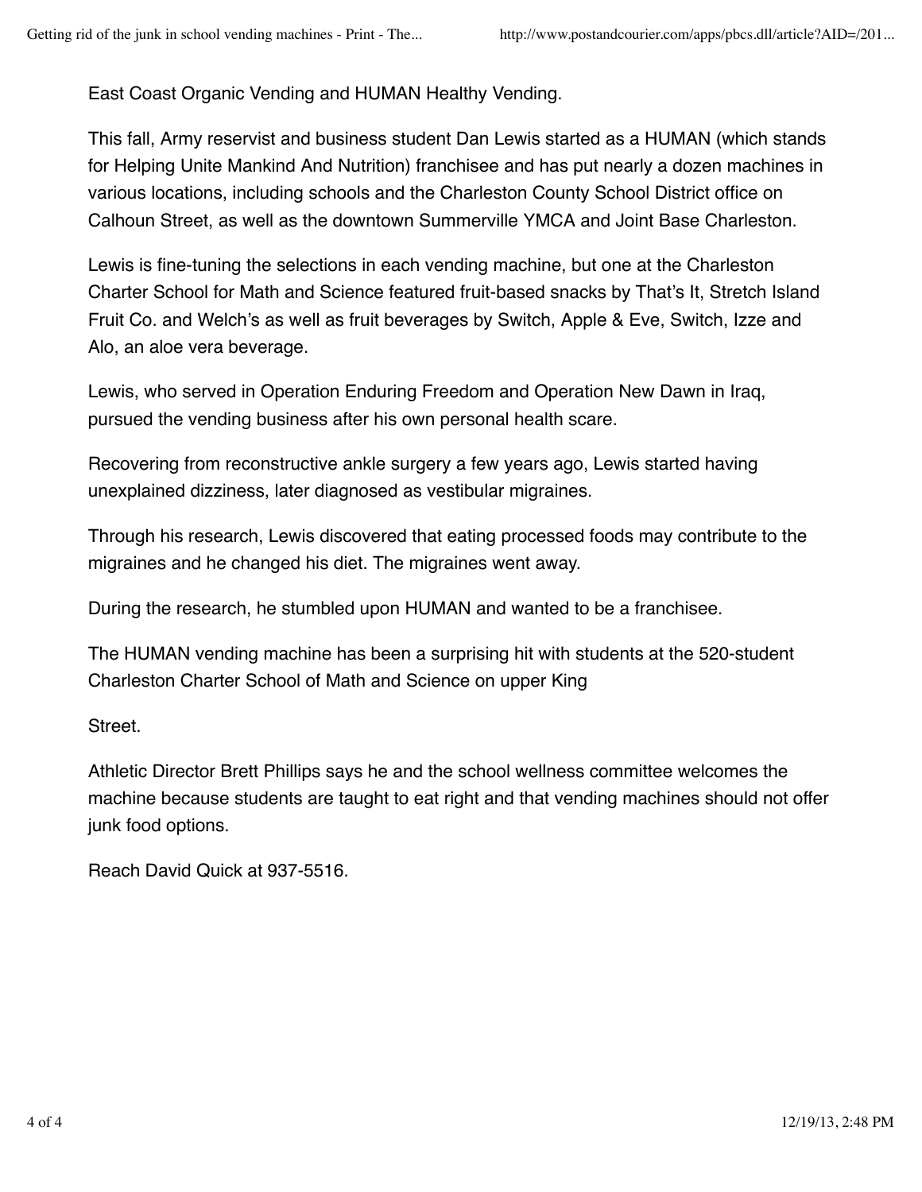East Coast Organic Vending and HUMAN Healthy Vending.

This fall, Army reservist and business student Dan Lewis started as a HUMAN (which stands for Helping Unite Mankind And Nutrition) franchisee and has put nearly a dozen machines in various locations, including schools and the Charleston County School District office on Calhoun Street, as well as the downtown Summerville YMCA and Joint Base Charleston.

Lewis is fine-tuning the selections in each vending machine, but one at the Charleston Charter School for Math and Science featured fruit-based snacks by That's It, Stretch Island Fruit Co. and Welch's as well as fruit beverages by Switch, Apple & Eve, Switch, Izze and Alo, an aloe vera beverage.

Lewis, who served in Operation Enduring Freedom and Operation New Dawn in Iraq, pursued the vending business after his own personal health scare.

Recovering from reconstructive ankle surgery a few years ago, Lewis started having unexplained dizziness, later diagnosed as vestibular migraines.

Through his research, Lewis discovered that eating processed foods may contribute to the migraines and he changed his diet. The migraines went away.

During the research, he stumbled upon HUMAN and wanted to be a franchisee.

The HUMAN vending machine has been a surprising hit with students at the 520-student Charleston Charter School of Math and Science on upper King Street.

Athletic Director Brett Phillips says he and the school wellness committee welcomes the machine because students are taught to eat right and that vending machines should not offer junk food options.

Reach David Quick at 937-5516.